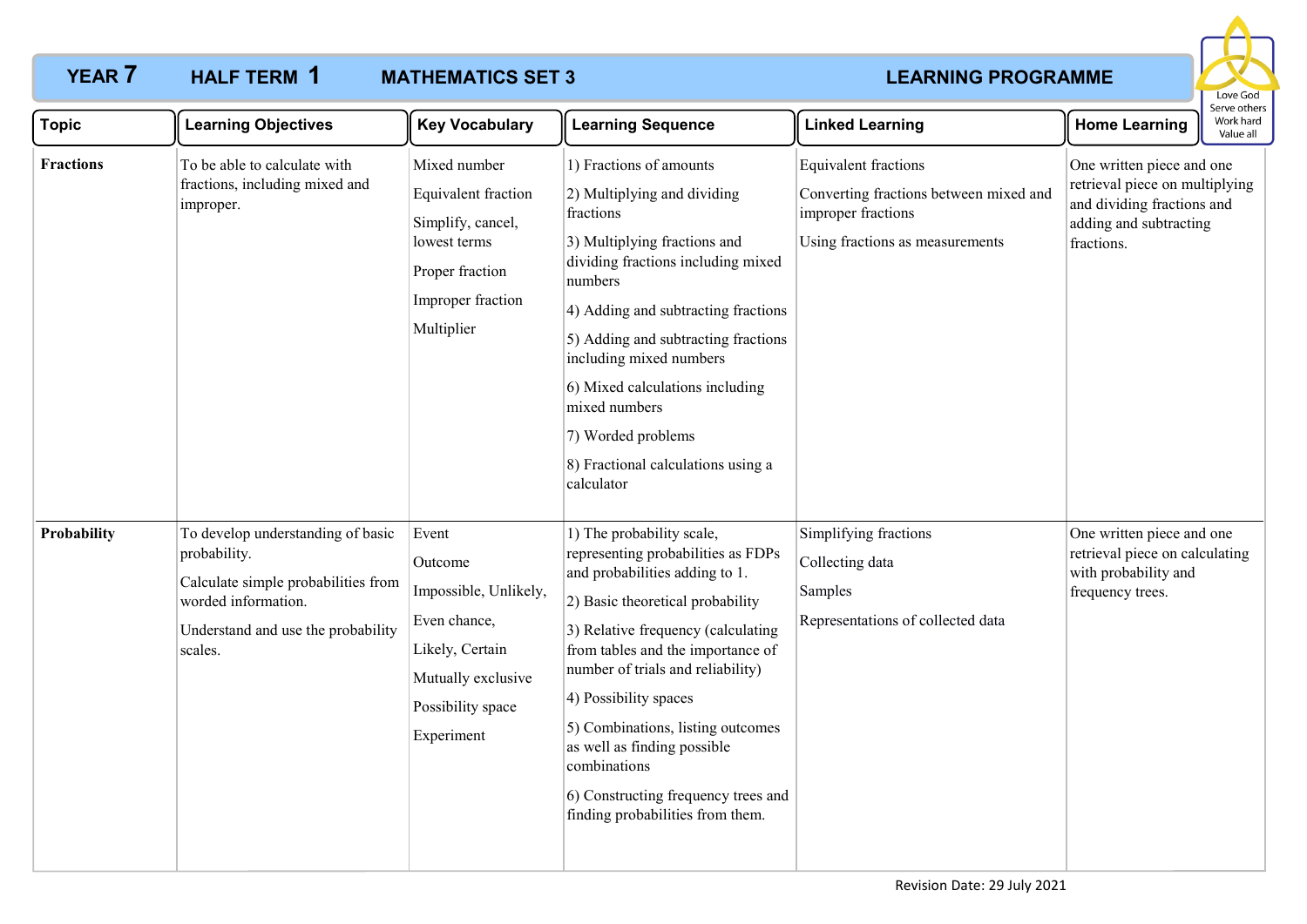# YEAR 7 HALF TERM 1 MATHEMATICS SET 3 LEARNING PROGRAMME

Love God
Serve others
Work hard
Value all

| Topic | Learning Objectives | Key Vocabulary | Learning Sequence | Linked Learning | Home Learning |
|---|---|---|---|---|---|
| **Fractions** | To be able to calculate with fractions, including mixed and improper. | Mixed number<br>Equivalent fraction<br>Simplify, cancel, lowest terms<br>Proper fraction<br>Improper fraction<br>Multiplier | 1) Fractions of amounts<br>2) Multiplying and dividing fractions<br>3) Multiplying fractions and dividing fractions including mixed numbers<br>4) Adding and subtracting fractions<br>5) Adding and subtracting fractions including mixed numbers<br>6) Mixed calculations including mixed numbers<br>7) Worded problems<br>8) Fractional calculations using a calculator | Equivalent fractions<br>Converting fractions between mixed and improper fractions<br>Using fractions as measurements | One written piece and one retrieval piece on multiplying and dividing fractions and adding and subtracting fractions. |
| **Probability** | To develop understanding of basic probability.<br>Calculate simple probabilities from worded information.<br>Understand and use the probability scales. | Event<br>Outcome<br>Impossible, Unlikely,<br>Even chance,<br>Likely, Certain<br>Mutually exclusive<br>Possibility space<br>Experiment | 1) The probability scale, representing probabilities as FDPs and probabilities adding to 1.<br>2) Basic theoretical probability<br>3) Relative frequency (calculating from tables and the importance of number of trials and reliability)<br>4) Possibility spaces<br>5) Combinations, listing outcomes as well as finding possible combinations<br>6) Constructing frequency trees and finding probabilities from them. | Simplifying fractions<br>Collecting data<br>Samples<br>Representations of collected data | One written piece and one retrieval piece on calculating with probability and frequency trees. |

Revision Date: 29 July 2021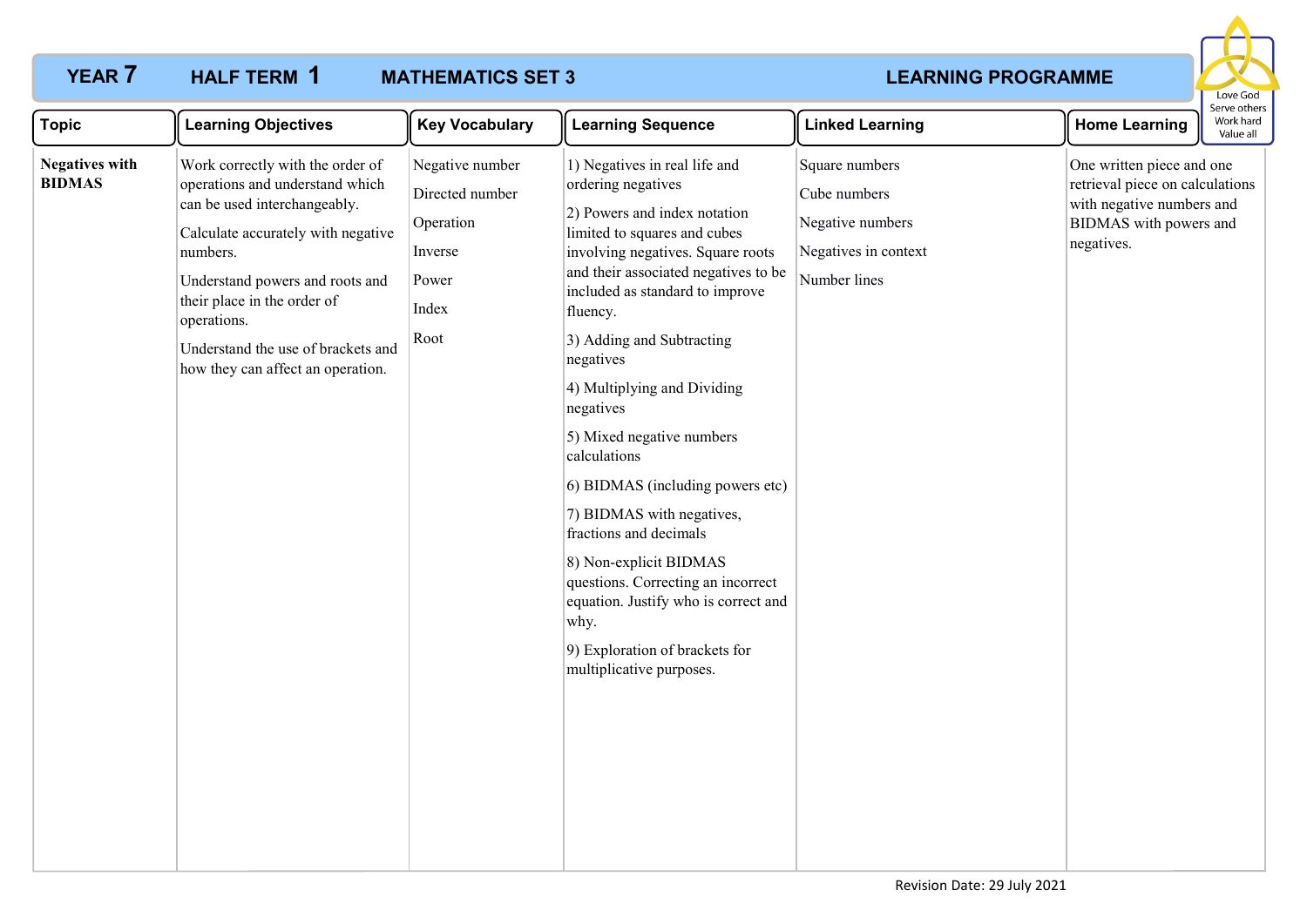# YEAR 7 HALF TERM 1 MATHEMATICS SET 3 LEARNING PROGRAMME

| Topic | Learning Objectives | Key Vocabulary | Learning Sequence | Linked Learning | Home Learning |
|---|---|---|---|---|---|
| **Negatives with BIDMAS** | Work correctly with the order of operations and understand which can be used interchangeably.<br><br>Calculate accurately with negative numbers.<br><br>Understand powers and roots and their place in the order of operations.<br><br>Understand the use of brackets and how they can affect an operation. | Negative number<br><br>Directed number<br><br>Operation<br><br>Inverse<br><br>Power<br><br>Index<br><br>Root | 1) Negatives in real life and ordering negatives<br><br>2) Powers and index notation limited to squares and cubes involving negatives. Square roots and their associated negatives to be included as standard to improve fluency.<br><br>3) Adding and Subtracting negatives<br><br>4) Multiplying and Dividing negatives<br><br>5) Mixed negative numbers calculations<br><br>6) BIDMAS (including powers etc)<br><br>7) BIDMAS with negatives, fractions and decimals<br><br>8) Non-explicit BIDMAS questions. Correcting an incorrect equation. Justify who is correct and why.<br><br>9) Exploration of brackets for multiplicative purposes. | Square numbers<br><br>Cube numbers<br><br>Negative numbers<br><br>Negatives in context<br><br>Number lines | One written piece and one retrieval piece on calculations with negative numbers and BIDMAS with powers and negatives. |

Revision Date: 29 July 2021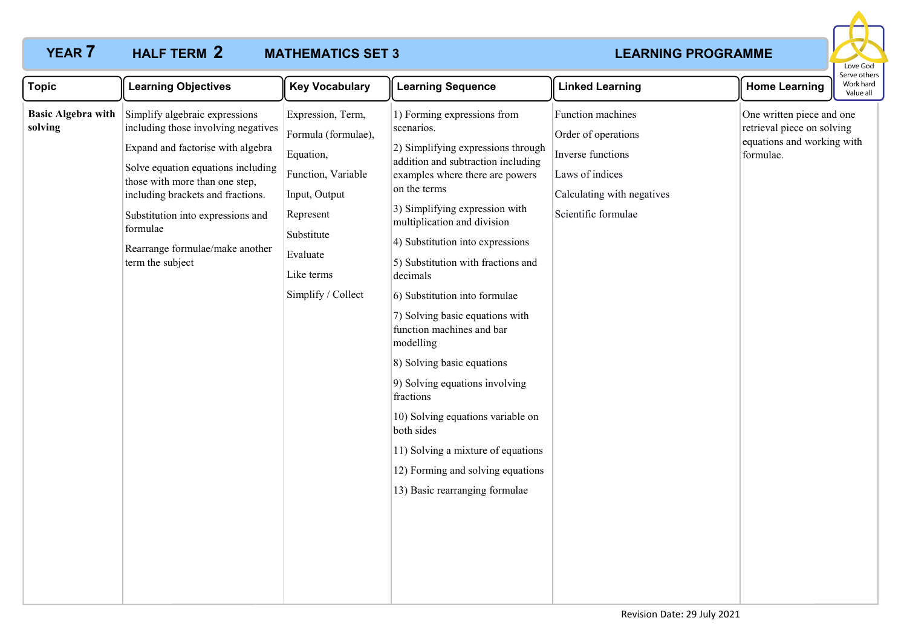**YEAR 7** **HALF TERM 2** **MATHEMATICS SET 3** **LEARNING PROGRAMME**

Love God
Serve others
Work hard
Value all

| Topic | Learning Objectives | Key Vocabulary | Learning Sequence | Linked Learning | Home Learning |
|---|---|---|---|---|---|
| **Basic Algebra with solving** | Simplify algebraic expressions including those involving negatives<br><br>Expand and factorise with algebra<br><br>Solve equation equations including those with more than one step, including brackets and fractions.<br><br>Substitution into expressions and formulae<br><br>Rearrange formulae/make another term the subject | Expression, Term,<br><br>Formula (formulae),<br><br>Equation,<br><br>Function, Variable<br><br>Input, Output<br><br>Represent<br><br>Substitute<br><br>Evaluate<br><br>Like terms<br><br>Simplify / Collect | 1) Forming expressions from scenarios.<br><br>2) Simplifying expressions through addition and subtraction including examples where there are powers on the terms<br><br>3) Simplifying expression with multiplication and division<br><br>4) Substitution into expressions<br><br>5) Substitution with fractions and decimals<br><br>6) Substitution into formulae<br><br>7) Solving basic equations with function machines and bar modelling<br><br>8) Solving basic equations<br><br>9) Solving equations involving fractions<br><br>10) Solving equations variable on both sides<br><br>11) Solving a mixture of equations<br><br>12) Forming and solving equations<br><br>13) Basic rearranging formulae | Function machines<br><br>Order of operations<br><br>Inverse functions<br><br>Laws of indices<br><br>Calculating with negatives<br><br>Scientific formulae | One written piece and one retrieval piece on solving equations and working with formulae. |

Revision Date: 29 July 2021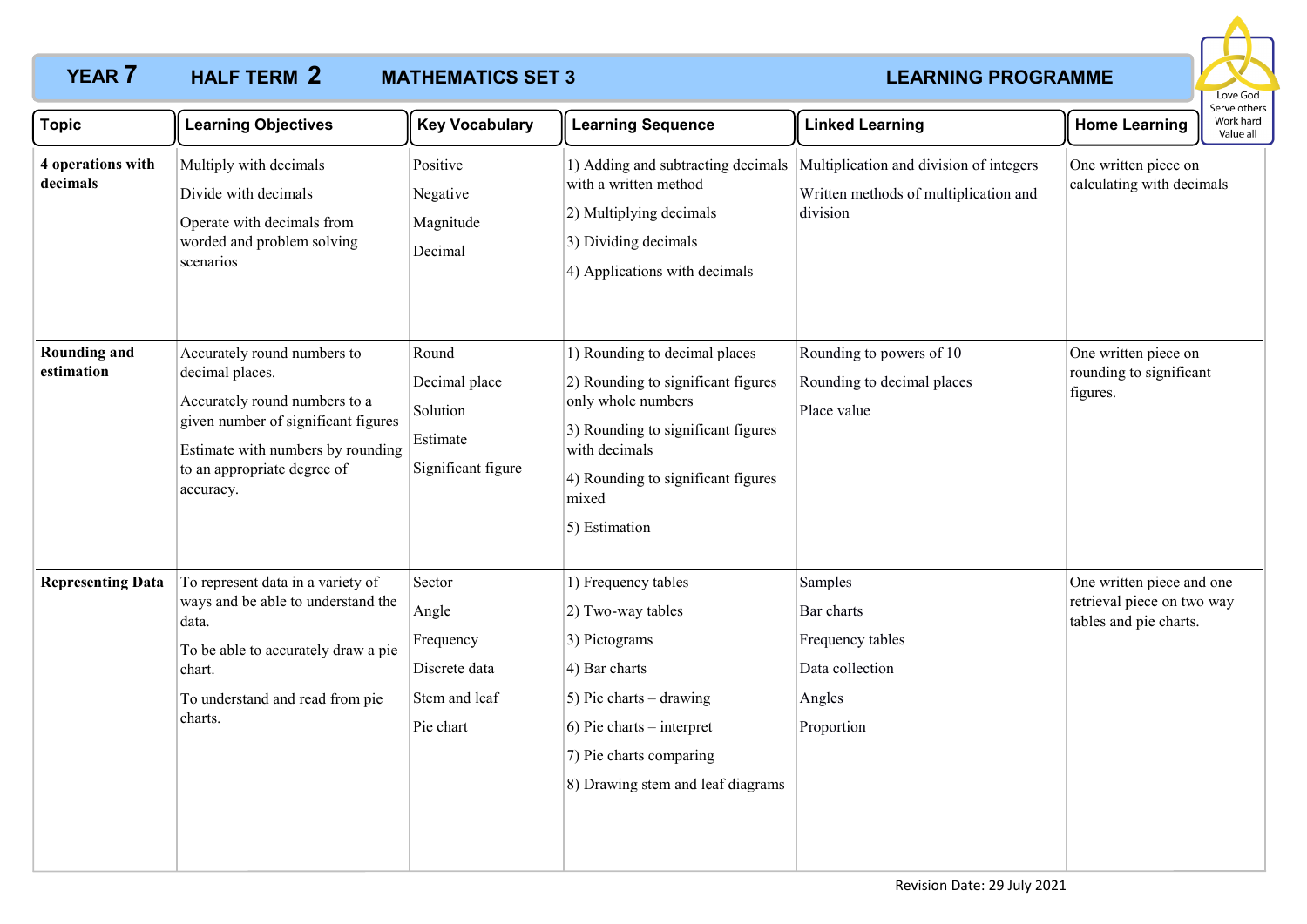# YEAR 7 HALF TERM 2 MATHEMATICS SET 3 LEARNING PROGRAMME

Love God
Serve others
Work hard
Value all

| Topic | Learning Objectives | Key Vocabulary | Learning Sequence | Linked Learning | Home Learning |
|---|---|---|---|---|---|
| **4 operations with decimals** | Multiply with decimals<br>Divide with decimals<br>Operate with decimals from worded and problem solving scenarios | Positive<br>Negative<br>Magnitude<br>Decimal | 1) Adding and subtracting decimals with a written method<br>2) Multiplying decimals<br>3) Dividing decimals<br>4) Applications with decimals | Multiplication and division of integers<br>Written methods of multiplication and division | One written piece on calculating with decimals |
| **Rounding and estimation** | Accurately round numbers to decimal places.<br>Accurately round numbers to a given number of significant figures<br>Estimate with numbers by rounding to an appropriate degree of accuracy. | Round<br>Decimal place<br>Solution<br>Estimate<br>Significant figure | 1) Rounding to decimal places<br>2) Rounding to significant figures only whole numbers<br>3) Rounding to significant figures with decimals<br>4) Rounding to significant figures mixed<br>5) Estimation | Rounding to powers of 10<br>Rounding to decimal places<br>Place value | One written piece on rounding to significant figures. |
| **Representing Data** | To represent data in a variety of ways and be able to understand the data.<br>To be able to accurately draw a pie chart.<br>To understand and read from pie charts. | Sector<br>Angle<br>Frequency<br>Discrete data<br>Stem and leaf<br>Pie chart | 1) Frequency tables<br>2) Two-way tables<br>3) Pictograms<br>4) Bar charts<br>5) Pie charts – drawing<br>6) Pie charts – interpret<br>7) Pie charts comparing<br>8) Drawing stem and leaf diagrams | Samples<br>Bar charts<br>Frequency tables<br>Data collection<br>Angles<br>Proportion | One written piece and one retrieval piece on two way tables and pie charts. |

Revision Date: 29 July 2021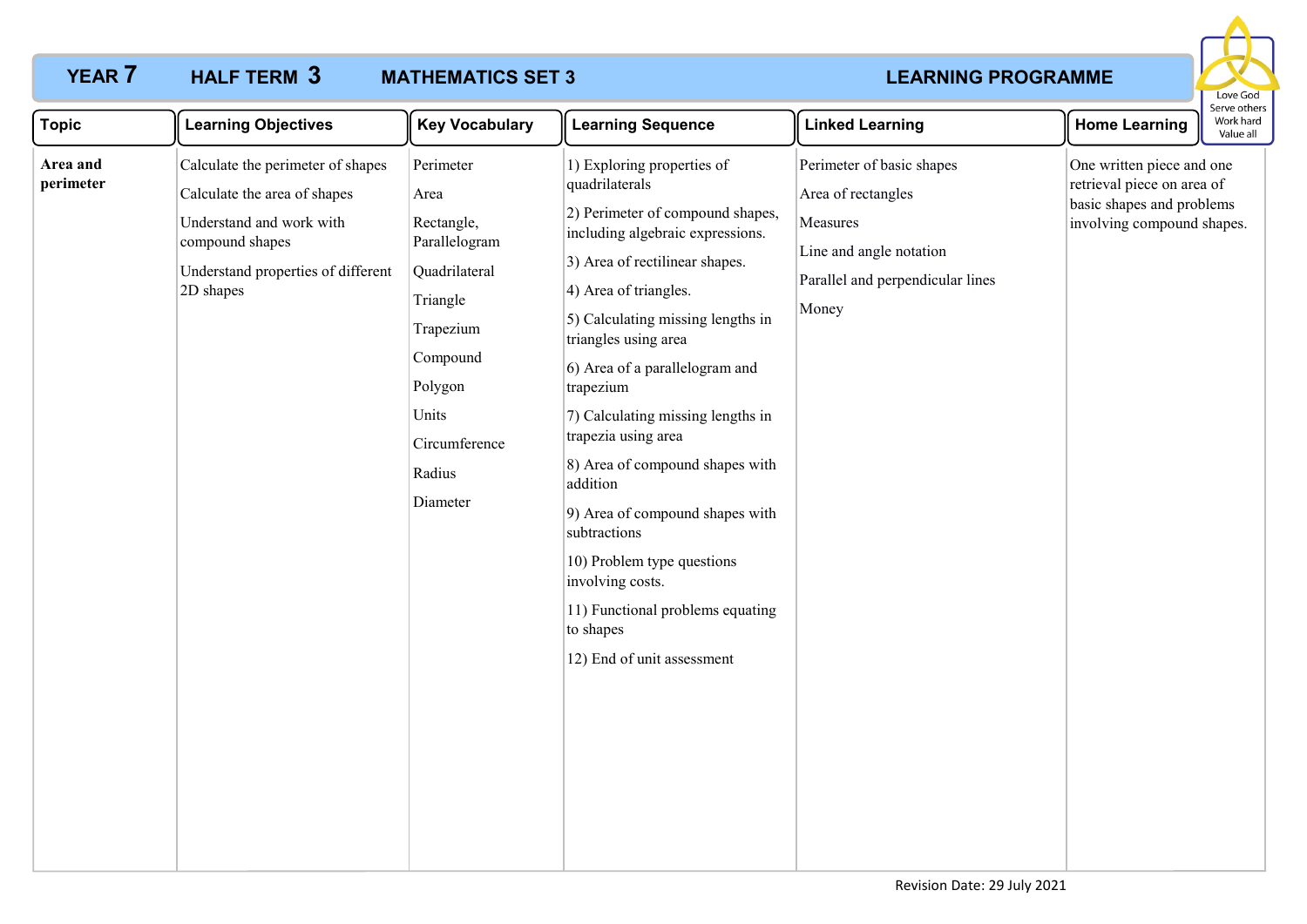# YEAR 7 HALF TERM 3 MATHEMATICS SET 3 LEARNING PROGRAMME

Love God
Serve others
Work hard
Value all

| Topic | Learning Objectives | Key Vocabulary | Learning Sequence | Linked Learning | Home Learning |
|---|---|---|---|---|---|
| **Area and perimeter** | Calculate the perimeter of shapes<br><br>Calculate the area of shapes<br><br>Understand and work with compound shapes<br><br>Understand properties of different 2D shapes | Perimeter<br><br>Area<br><br>Rectangle, Parallelogram<br><br>Quadrilateral<br><br>Triangle<br><br>Trapezium<br><br>Compound<br><br>Polygon<br><br>Units<br><br>Circumference<br><br>Radius<br><br>Diameter | 1) Exploring properties of quadrilaterals<br><br>2) Perimeter of compound shapes, including algebraic expressions.<br><br>3) Area of rectilinear shapes.<br><br>4) Area of triangles.<br><br>5) Calculating missing lengths in triangles using area<br><br>6) Area of a parallelogram and trapezium<br><br>7) Calculating missing lengths in trapezia using area<br><br>8) Area of compound shapes with addition<br><br>9) Area of compound shapes with subtractions<br><br>10) Problem type questions involving costs.<br><br>11) Functional problems equating to shapes<br><br>12) End of unit assessment | Perimeter of basic shapes<br><br>Area of rectangles<br><br>Measures<br><br>Line and angle notation<br><br>Parallel and perpendicular lines<br><br>Money | One written piece and one retrieval piece on area of basic shapes and problems involving compound shapes. |

Revision Date: 29 July 2021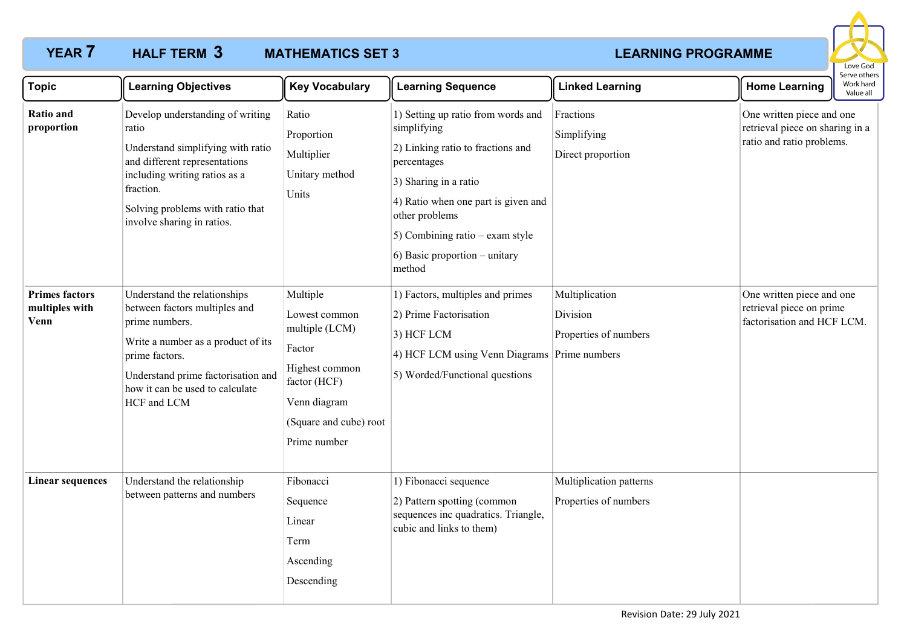# YEAR 7 HALF TERM 3 MATHEMATICS SET 3 LEARNING PROGRAMME

Love God
Serve others
Work hard
Value all

| Topic | Learning Objectives | Key Vocabulary | Learning Sequence | Linked Learning | Home Learning |
|---|---|---|---|---|---|
| **Ratio and proportion** | Develop understanding of writing ratio<br>Understand simplifying with ratio and different representations including writing ratios as a fraction.<br>Solving problems with ratio that involve sharing in ratios. | Ratio<br>Proportion<br>Multiplier<br>Unitary method<br>Units | 1) Setting up ratio from words and simplifying<br>2) Linking ratio to fractions and percentages<br>3) Sharing in a ratio<br>4) Ratio when one part is given and other problems<br>5) Combining ratio – exam style<br>6) Basic proportion – unitary method | Fractions<br>Simplifying<br>Direct proportion | One written piece and one retrieval piece on sharing in a ratio and ratio problems. |
| **Primes factors multiples with Venn** | Understand the relationships between factors multiples and prime numbers.<br>Write a number as a product of its prime factors.<br>Understand prime factorisation and how it can be used to calculate HCF and LCM | Multiple<br>Lowest common multiple (LCM)<br>Factor<br>Highest common factor (HCF)<br>Venn diagram<br>(Square and cube) root<br>Prime number | 1) Factors, multiples and primes<br>2) Prime Factorisation<br>3) HCF LCM<br>4) HCF LCM using Venn Diagrams<br>5) Worded/Functional questions | Multiplication<br>Division<br>Properties of numbers<br>Prime numbers | One written piece and one retrieval piece on prime factorisation and HCF LCM. |
| **Linear sequences** | Understand the relationship between patterns and numbers | Fibonacci<br>Sequence<br>Linear<br>Term<br>Ascending<br>Descending | 1) Fibonacci sequence<br>2) Pattern spotting (common sequences inc quadratics. Triangle, cubic and links to them) | Multiplication patterns<br>Properties of numbers | |

Revision Date: 29 July 2021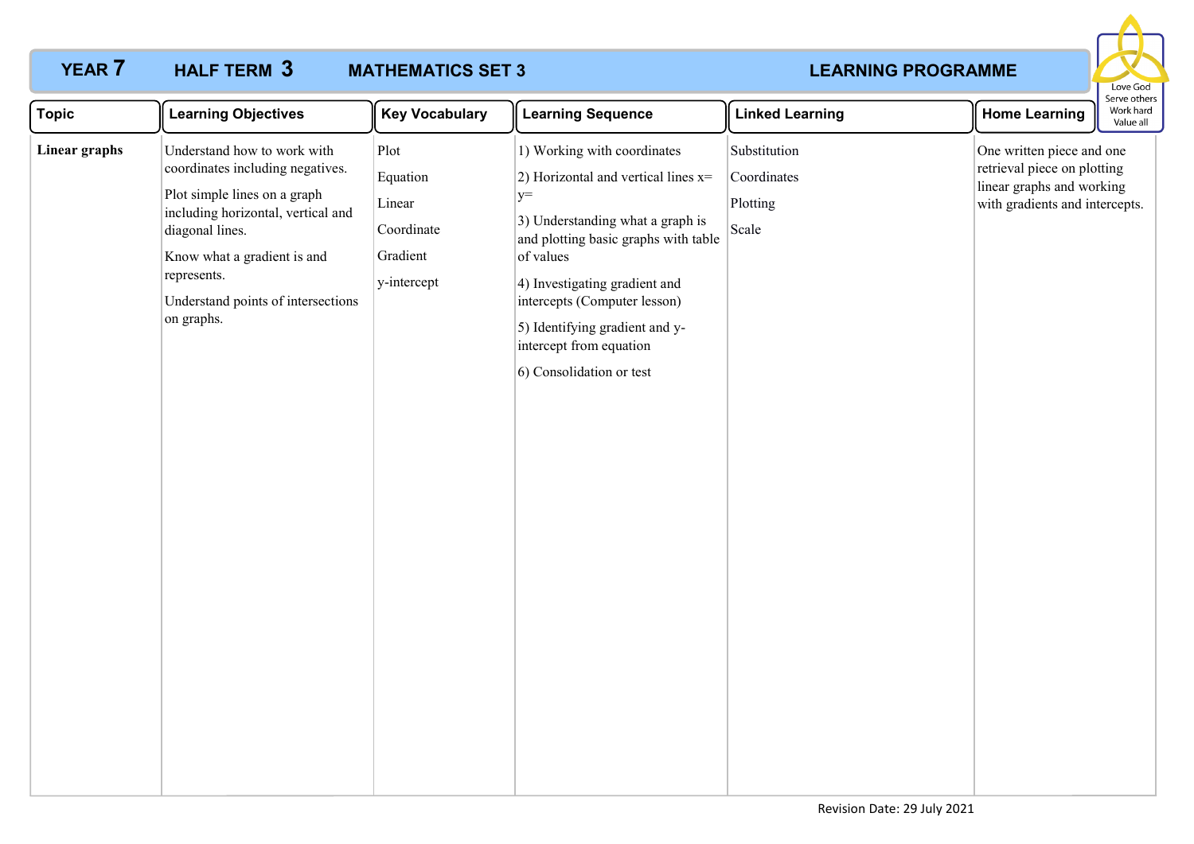**YEAR 7** **HALF TERM 3** **MATHEMATICS SET 3** **LEARNING PROGRAMME**

Love God
Serve others
Work hard
Value all

| Topic | Learning Objectives | Key Vocabulary | Learning Sequence | Linked Learning | Home Learning |
|---|---|---|---|---|---|
| **Linear graphs** | Understand how to work with coordinates including negatives.<br><br>Plot simple lines on a graph including horizontal, vertical and diagonal lines.<br><br>Know what a gradient is and represents.<br><br>Understand points of intersections on graphs. | Plot<br><br>Equation<br><br>Linear<br><br>Coordinate<br><br>Gradient<br><br>y-intercept | 1) Working with coordinates<br><br>2) Horizontal and vertical lines x= y=<br><br>3) Understanding what a graph is and plotting basic graphs with table of values<br><br>4) Investigating gradient and intercepts (Computer lesson)<br><br>5) Identifying gradient and y-intercept from equation<br><br>6) Consolidation or test | Substitution<br><br>Coordinates<br><br>Plotting<br><br>Scale | One written piece and one retrieval piece on plotting linear graphs and working with gradients and intercepts. |

Revision Date: 29 July 2021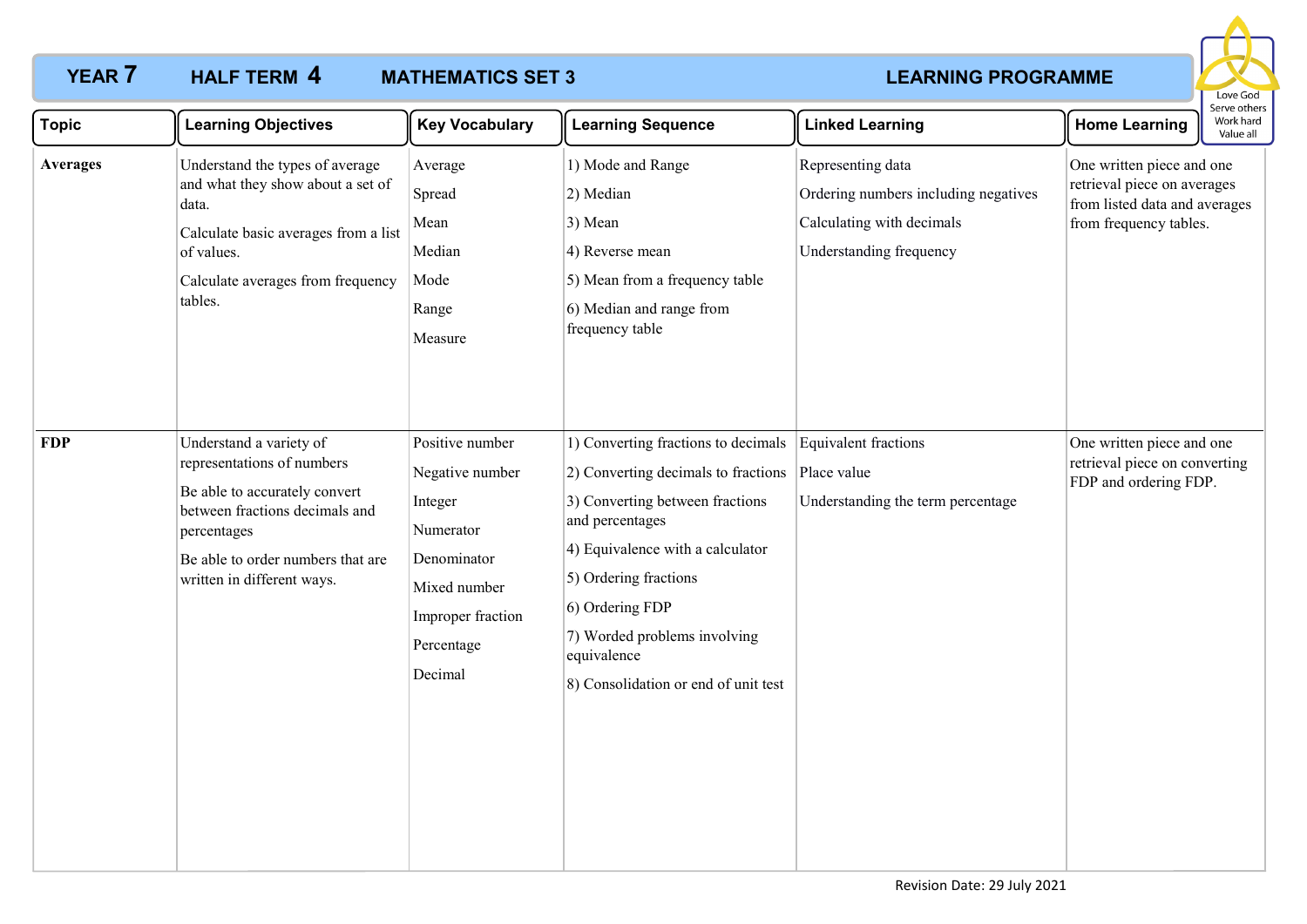**YEAR 7 HALF TERM 4 MATHEMATICS SET 3 LEARNING PROGRAMME**

Love God
Serve others
Work hard
Value all

| Topic | Learning Objectives | Key Vocabulary | Learning Sequence | Linked Learning | Home Learning |
|---|---|---|---|---|---|
| **Averages** | Understand the types of average and what they show about a set of data.<br><br>Calculate basic averages from a list of values.<br><br>Calculate averages from frequency tables. | Average<br>Spread<br>Mean<br>Median<br>Mode<br>Range<br>Measure | 1) Mode and Range<br>2) Median<br>3) Mean<br>4) Reverse mean<br>5) Mean from a frequency table<br>6) Median and range from frequency table | Representing data<br>Ordering numbers including negatives<br>Calculating with decimals<br>Understanding frequency | One written piece and one retrieval piece on averages from listed data and averages from frequency tables. |
| **FDP** | Understand a variety of representations of numbers<br><br>Be able to accurately convert between fractions decimals and percentages<br><br>Be able to order numbers that are written in different ways. | Positive number<br>Negative number<br>Integer<br>Numerator<br>Denominator<br>Mixed number<br>Improper fraction<br>Percentage<br>Decimal | 1) Converting fractions to decimals<br>2) Converting decimals to fractions<br>3) Converting between fractions and percentages<br>4) Equivalence with a calculator<br>5) Ordering fractions<br>6) Ordering FDP<br>7) Worded problems involving equivalence<br>8) Consolidation or end of unit test | Equivalent fractions<br>Place value<br>Understanding the term percentage | One written piece and one retrieval piece on converting FDP and ordering FDP. |

Revision Date: 29 July 2021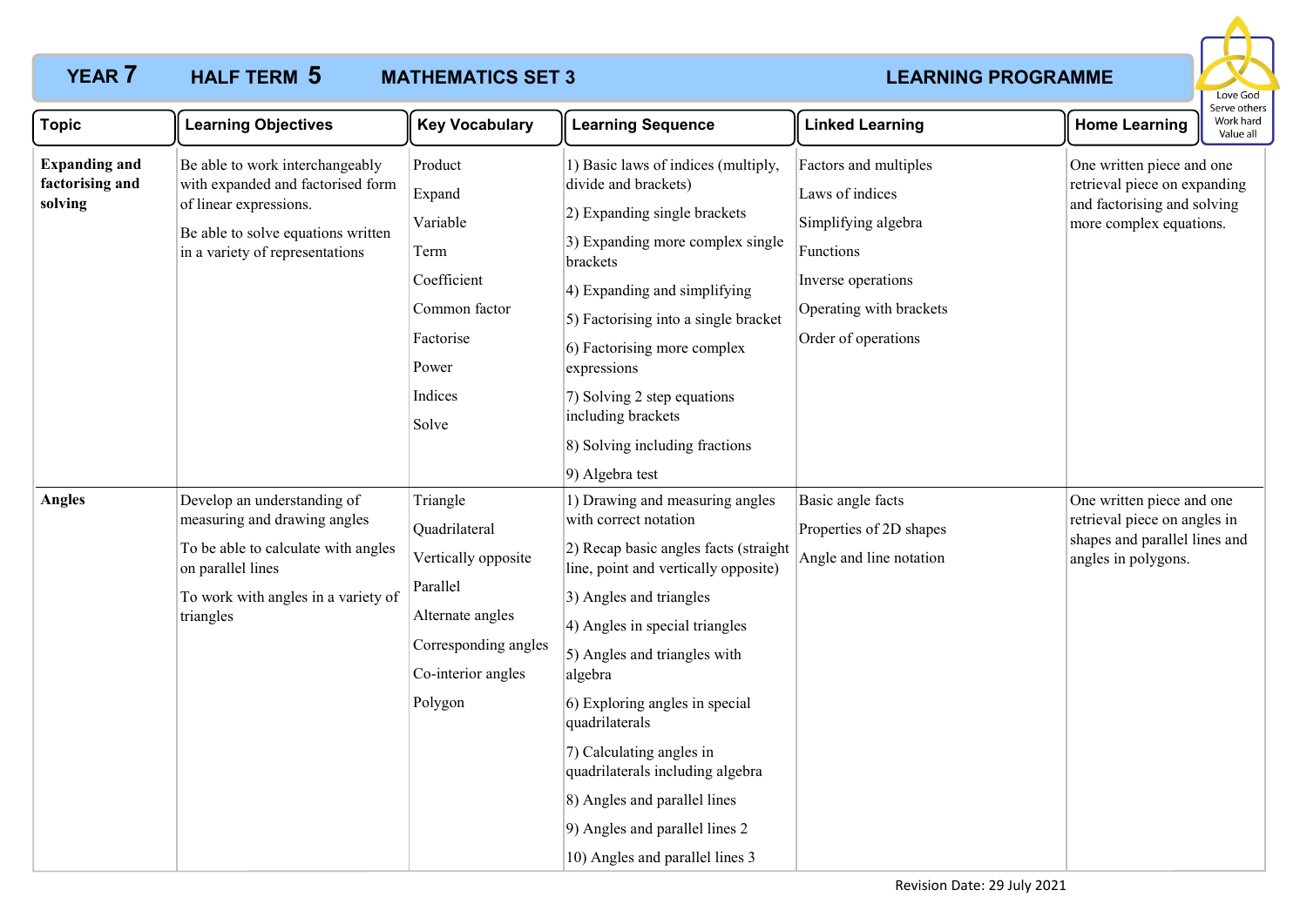**YEAR 7 HALF TERM 5 MATHEMATICS SET 3 LEARNING PROGRAMME**

Love God
Serve others
Work hard
Value all

| Topic | Learning Objectives | Key Vocabulary | Learning Sequence | Linked Learning | Home Learning |
|---|---|---|---|---|---|
| **Expanding and factorising and solving** | Be able to work interchangeably with expanded and factorised form of linear expressions.<br>Be able to solve equations written in a variety of representations | Product<br>Expand<br>Variable<br>Term<br>Coefficient<br>Common factor<br>Factorise<br>Power<br>Indices<br>Solve | 1) Basic laws of indices (multiply, divide and brackets)<br>2) Expanding single brackets<br>3) Expanding more complex single brackets<br>4) Expanding and simplifying<br>5) Factorising into a single bracket<br>6) Factorising more complex expressions<br>7) Solving 2 step equations including brackets<br>8) Solving including fractions<br>9) Algebra test | Factors and multiples<br>Laws of indices<br>Simplifying algebra<br>Functions<br>Inverse operations<br>Operating with brackets<br>Order of operations | One written piece and one retrieval piece on expanding and factorising and solving more complex equations. |
| **Angles** | Develop an understanding of measuring and drawing angles<br>To be able to calculate with angles on parallel lines<br>To work with angles in a variety of triangles | Triangle<br>Quadrilateral<br>Vertically opposite<br>Parallel<br>Alternate angles<br>Corresponding angles<br>Co-interior angles<br>Polygon | 1) Drawing and measuring angles with correct notation<br>2) Recap basic angles facts (straight line, point and vertically opposite)<br>3) Angles and triangles<br>4) Angles in special triangles<br>5) Angles and triangles with algebra<br>6) Exploring angles in special quadrilaterals<br>7) Calculating angles in quadrilaterals including algebra<br>8) Angles and parallel lines<br>9) Angles and parallel lines 2<br>10) Angles and parallel lines 3 | Basic angle facts<br>Properties of 2D shapes<br>Angle and line notation | One written piece and one retrieval piece on angles in shapes and parallel lines and angles in polygons. |

Revision Date: 29 July 2021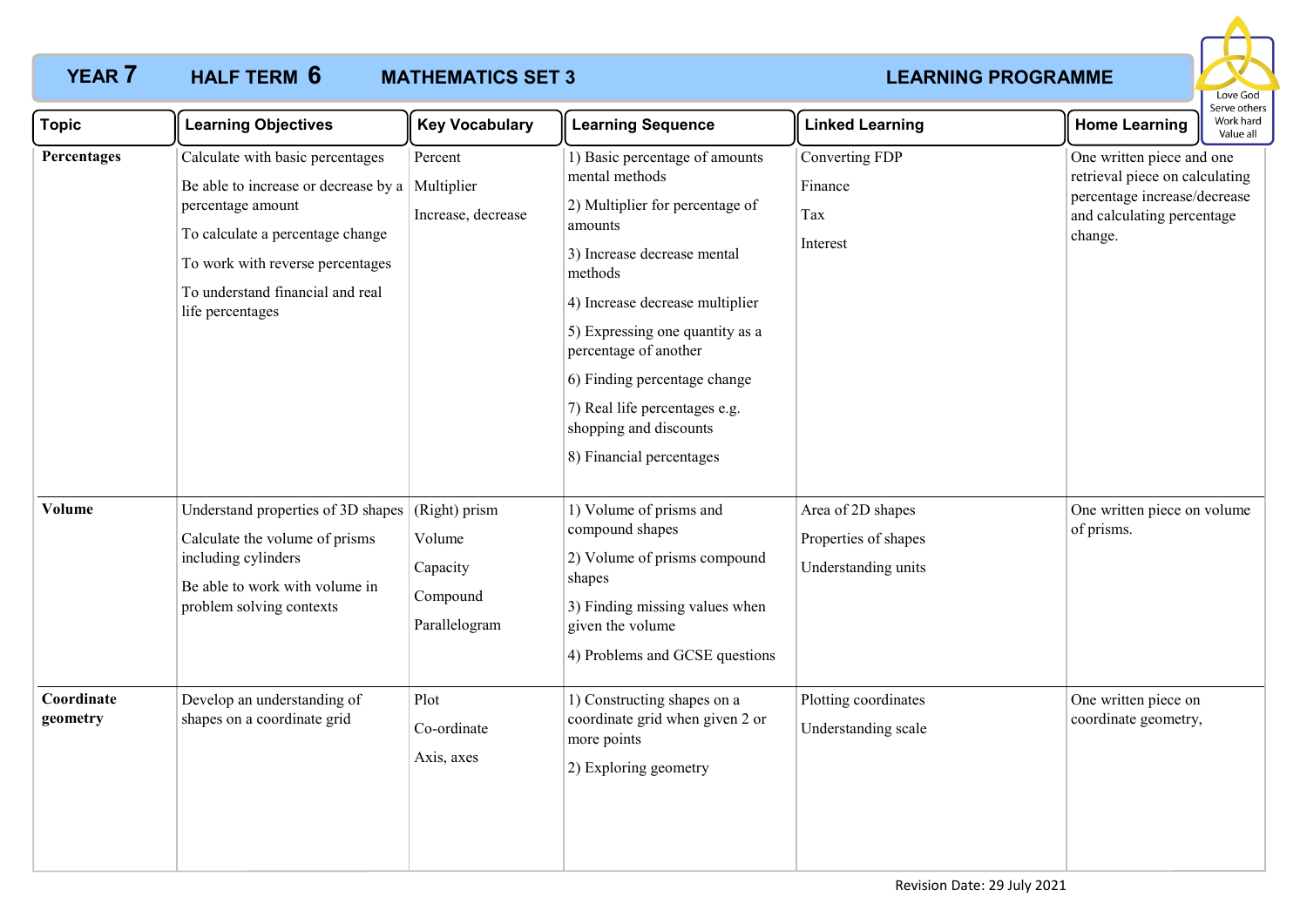# YEAR 7 HALF TERM 6 MATHEMATICS SET 3 LEARNING PROGRAMME

Love God
Serve others
Work hard
Value all

| Topic | Learning Objectives | Key Vocabulary | Learning Sequence | Linked Learning | Home Learning |
|---|---|---|---|---|---|
| **Percentages** | Calculate with basic percentages<br>Be able to increase or decrease by a percentage amount<br>To calculate a percentage change<br>To work with reverse percentages<br>To understand financial and real life percentages | Percent<br>Multiplier<br>Increase, decrease | 1) Basic percentage of amounts mental methods<br>2) Multiplier for percentage of amounts<br>3) Increase decrease mental methods<br>4) Increase decrease multiplier<br>5) Expressing one quantity as a percentage of another<br>6) Finding percentage change<br>7) Real life percentages e.g. shopping and discounts<br>8) Financial percentages | Converting FDP<br>Finance<br>Tax<br>Interest | One written piece and one retrieval piece on calculating percentage increase/decrease and calculating percentage change. |
| **Volume** | Understand properties of 3D shapes<br>Calculate the volume of prisms including cylinders<br>Be able to work with volume in problem solving contexts | (Right) prism<br>Volume<br>Capacity<br>Compound<br>Parallelogram | 1) Volume of prisms and compound shapes<br>2) Volume of prisms compound shapes<br>3) Finding missing values when given the volume<br>4) Problems and GCSE questions | Area of 2D shapes<br>Properties of shapes<br>Understanding units | One written piece on volume of prisms. |
| **Coordinate geometry** | Develop an understanding of shapes on a coordinate grid | Plot<br>Co-ordinate<br>Axis, axes | 1) Constructing shapes on a coordinate grid when given 2 or more points<br>2) Exploring geometry | Plotting coordinates<br>Understanding scale | One written piece on coordinate geometry, |

Revision Date: 29 July 2021